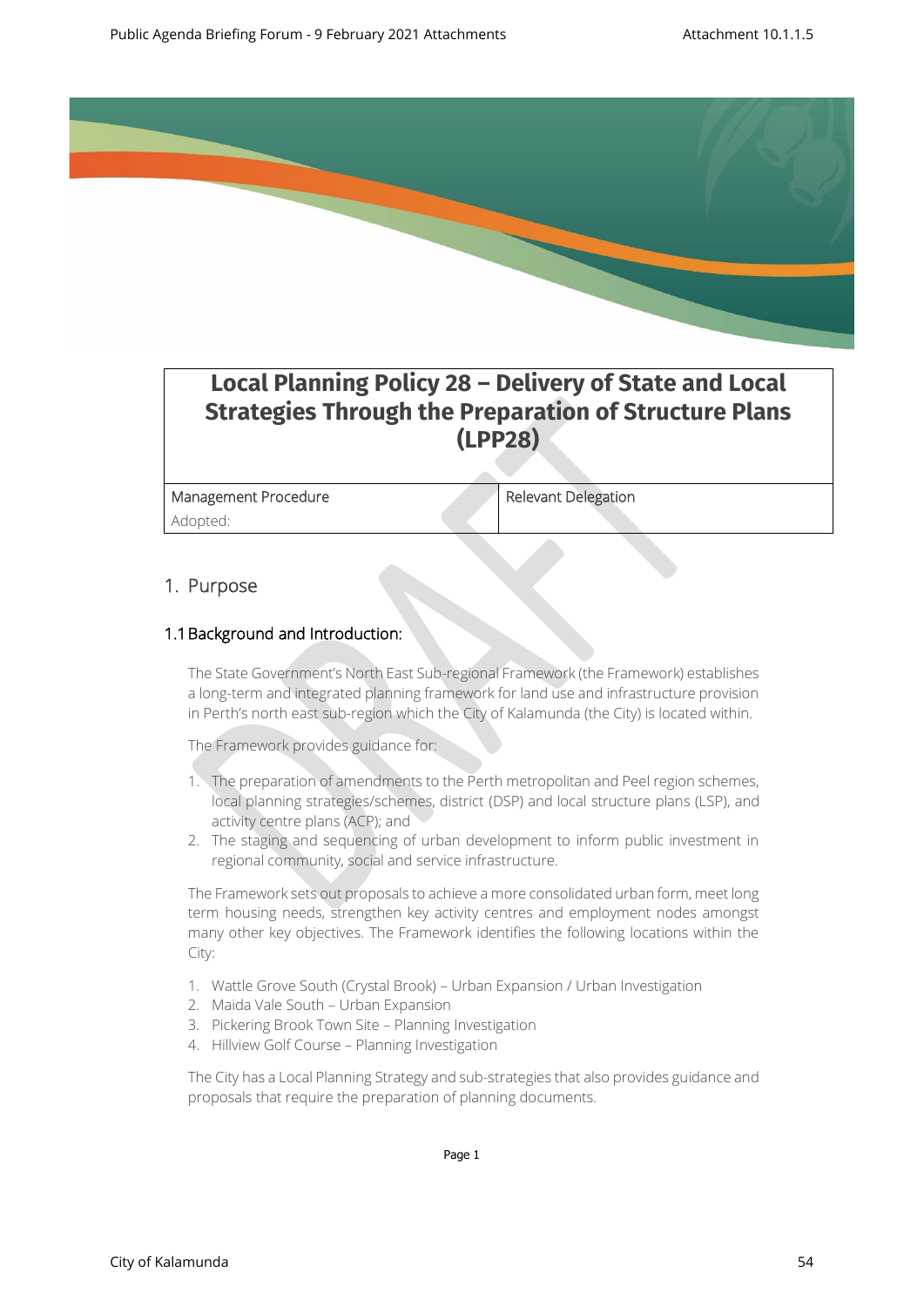# Local Planning Policy 28 – Delivery of State and Local Strategies Through the Preparation of Structure Plans (LPP28)

| Management Procedure | Relevant Delegation |
|---|---|
| Adopted: | |

## 1. Purpose

### 1.1 Background and Introduction:

The State Government's North East Sub-regional Framework (the Framework) establishes a long-term and integrated planning framework for land use and infrastructure provision in Perth's north east sub-region which the City of Kalamunda (the City) is located within.

The Framework provides guidance for:

1. The preparation of amendments to the Perth metropolitan and Peel region schemes, local planning strategies/schemes, district (DSP) and local structure plans (LSP), and activity centre plans (ACP); and
2. The staging and sequencing of urban development to inform public investment in regional community, social and service infrastructure.

The Framework sets out proposals to achieve a more consolidated urban form, meet long term housing needs, strengthen key activity centres and employment nodes amongst many other key objectives. The Framework identifies the following locations within the City:

1. Wattle Grove South (Crystal Brook) – Urban Expansion / Urban Investigation
2. Maida Vale South – Urban Expansion
3. Pickering Brook Town Site – Planning Investigation
4. Hillview Golf Course – Planning Investigation

The City has a Local Planning Strategy and sub-strategies that also provides guidance and proposals that require the preparation of planning documents.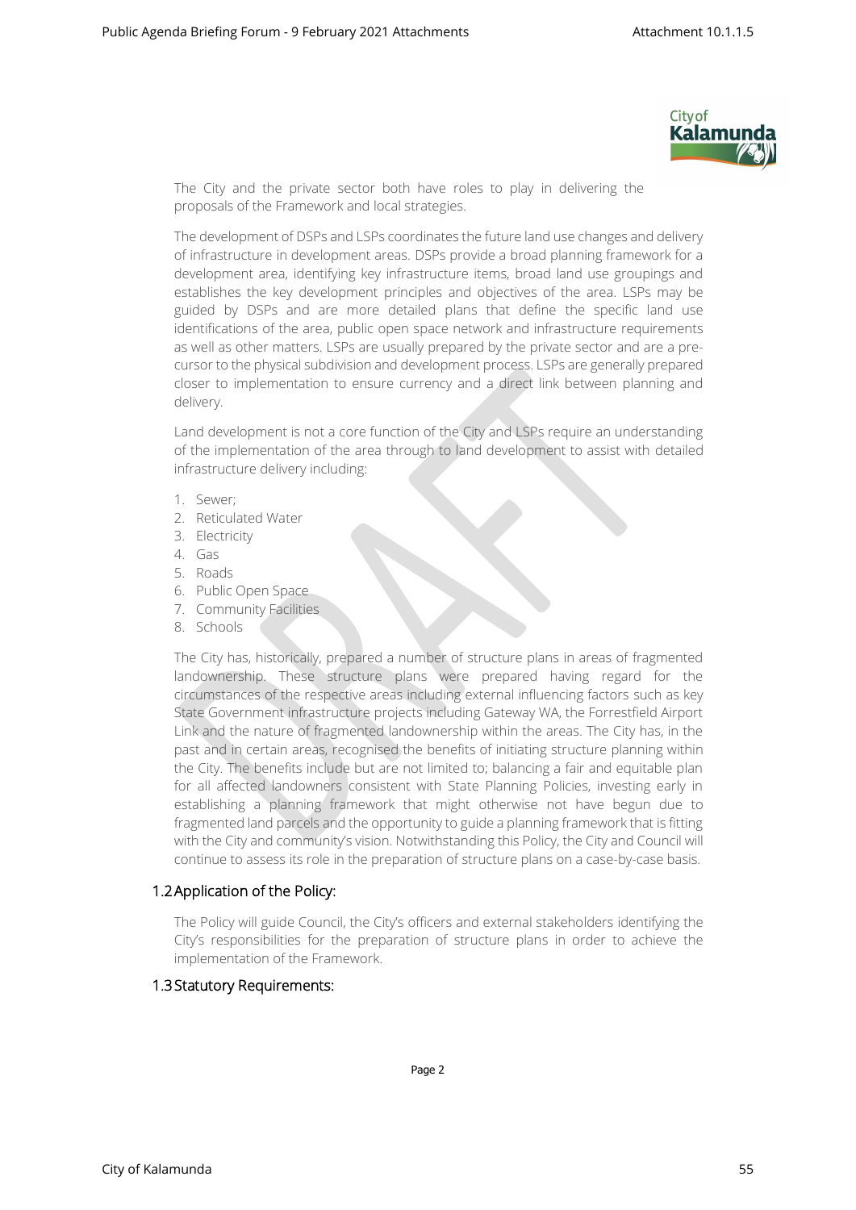The City and the private sector both have roles to play in delivering the proposals of the Framework and local strategies.

The development of DSPs and LSPs coordinates the future land use changes and delivery of infrastructure in development areas. DSPs provide a broad planning framework for a development area, identifying key infrastructure items, broad land use groupings and establishes the key development principles and objectives of the area. LSPs may be guided by DSPs and are more detailed plans that define the specific land use identifications of the area, public open space network and infrastructure requirements as well as other matters. LSPs are usually prepared by the private sector and are a pre-cursor to the physical subdivision and development process. LSPs are generally prepared closer to implementation to ensure currency and a direct link between planning and delivery.

Land development is not a core function of the City and LSPs require an understanding of the implementation of the area through to land development to assist with detailed infrastructure delivery including:

1. Sewer;
2. Reticulated Water
3. Electricity
4. Gas
5. Roads
6. Public Open Space
7. Community Facilities
8. Schools

The City has, historically, prepared a number of structure plans in areas of fragmented landownership. These structure plans were prepared having regard for the circumstances of the respective areas including external influencing factors such as key State Government infrastructure projects including Gateway WA, the Forrestfield Airport Link and the nature of fragmented landownership within the areas. The City has, in the past and in certain areas, recognised the benefits of initiating structure planning within the City. The benefits include but are not limited to; balancing a fair and equitable plan for all affected landowners consistent with State Planning Policies, investing early in establishing a planning framework that might otherwise not have begun due to fragmented land parcels and the opportunity to guide a planning framework that is fitting with the City and community's vision. Notwithstanding this Policy, the City and Council will continue to assess its role in the preparation of structure plans on a case-by-case basis.

## 1.2 Application of the Policy:

The Policy will guide Council, the City's officers and external stakeholders identifying the City's responsibilities for the preparation of structure plans in order to achieve the implementation of the Framework.

## 1.3 Statutory Requirements: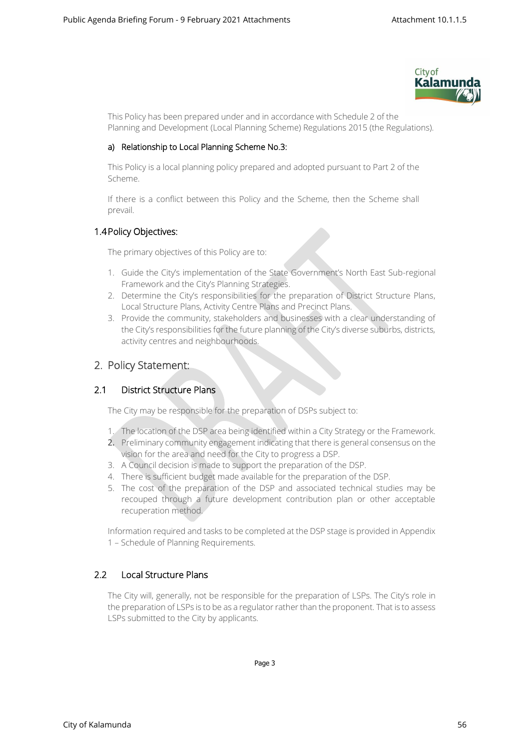This Policy has been prepared under and in accordance with Schedule 2 of the Planning and Development (Local Planning Scheme) Regulations 2015 (the Regulations).

#### a) Relationship to Local Planning Scheme No.3:

This Policy is a local planning policy prepared and adopted pursuant to Part 2 of the Scheme.

If there is a conflict between this Policy and the Scheme, then the Scheme shall prevail.

### 1.4 Policy Objectives:

The primary objectives of this Policy are to:

1. Guide the City's implementation of the State Government's North East Sub-regional Framework and the City's Planning Strategies.
2. Determine the City's responsibilities for the preparation of District Structure Plans, Local Structure Plans, Activity Centre Plans and Precinct Plans.
3. Provide the community, stakeholders and businesses with a clear understanding of the City's responsibilities for the future planning of the City's diverse suburbs, districts, activity centres and neighbourhoods.

## 2. Policy Statement:

### 2.1 District Structure Plans

The City may be responsible for the preparation of DSPs subject to:

1. The location of the DSP area being identified within a City Strategy or the Framework.
2. Preliminary community engagement indicating that there is general consensus on the vision for the area and need for the City to progress a DSP.
3. A Council decision is made to support the preparation of the DSP.
4. There is sufficient budget made available for the preparation of the DSP.
5. The cost of the preparation of the DSP and associated technical studies may be recouped through a future development contribution plan or other acceptable recuperation method.

Information required and tasks to be completed at the DSP stage is provided in Appendix 1 – Schedule of Planning Requirements.

### 2.2 Local Structure Plans

The City will, generally, not be responsible for the preparation of LSPs. The City's role in the preparation of LSPs is to be as a regulator rather than the proponent. That is to assess LSPs submitted to the City by applicants.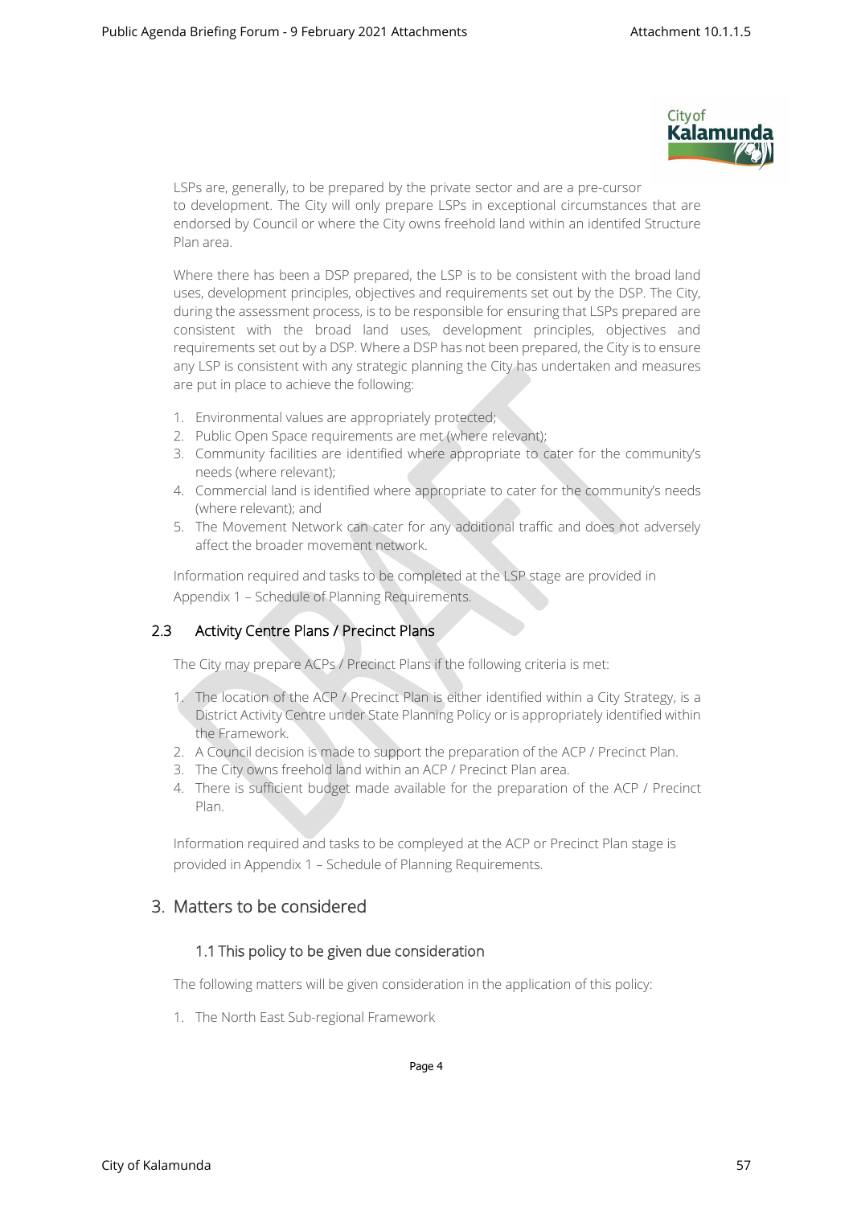LSPs are, generally, to be prepared by the private sector and are a pre-cursor to development. The City will only prepare LSPs in exceptional circumstances that are endorsed by Council or where the City owns freehold land within an identifed Structure Plan area.

Where there has been a DSP prepared, the LSP is to be consistent with the broad land uses, development principles, objectives and requirements set out by the DSP. The City, during the assessment process, is to be responsible for ensuring that LSPs prepared are consistent with the broad land uses, development principles, objectives and requirements set out by a DSP. Where a DSP has not been prepared, the City is to ensure any LSP is consistent with any strategic planning the City has undertaken and measures are put in place to achieve the following:

1. Environmental values are appropriately protected;
2. Public Open Space requirements are met (where relevant);
3. Community facilities are identified where appropriate to cater for the community's needs (where relevant);
4. Commercial land is identified where appropriate to cater for the community's needs (where relevant); and
5. The Movement Network can cater for any additional traffic and does not adversely affect the broader movement network.

Information required and tasks to be completed at the LSP stage are provided in Appendix 1 – Schedule of Planning Requirements.

### 2.3 Activity Centre Plans / Precinct Plans

The City may prepare ACPs / Precinct Plans if the following criteria is met:

1. The location of the ACP / Precinct Plan is either identified within a City Strategy, is a District Activity Centre under State Planning Policy or is appropriately identified within the Framework.
2. A Council decision is made to support the preparation of the ACP / Precinct Plan.
3. The City owns freehold land within an ACP / Precinct Plan area.
4. There is sufficient budget made available for the preparation of the ACP / Precinct Plan.

Information required and tasks to be compleyed at the ACP or Precinct Plan stage is provided in Appendix 1 – Schedule of Planning Requirements.

## 3. Matters to be considered

### 1.1 This policy to be given due consideration

The following matters will be given consideration in the application of this policy:

1. The North East Sub-regional Framework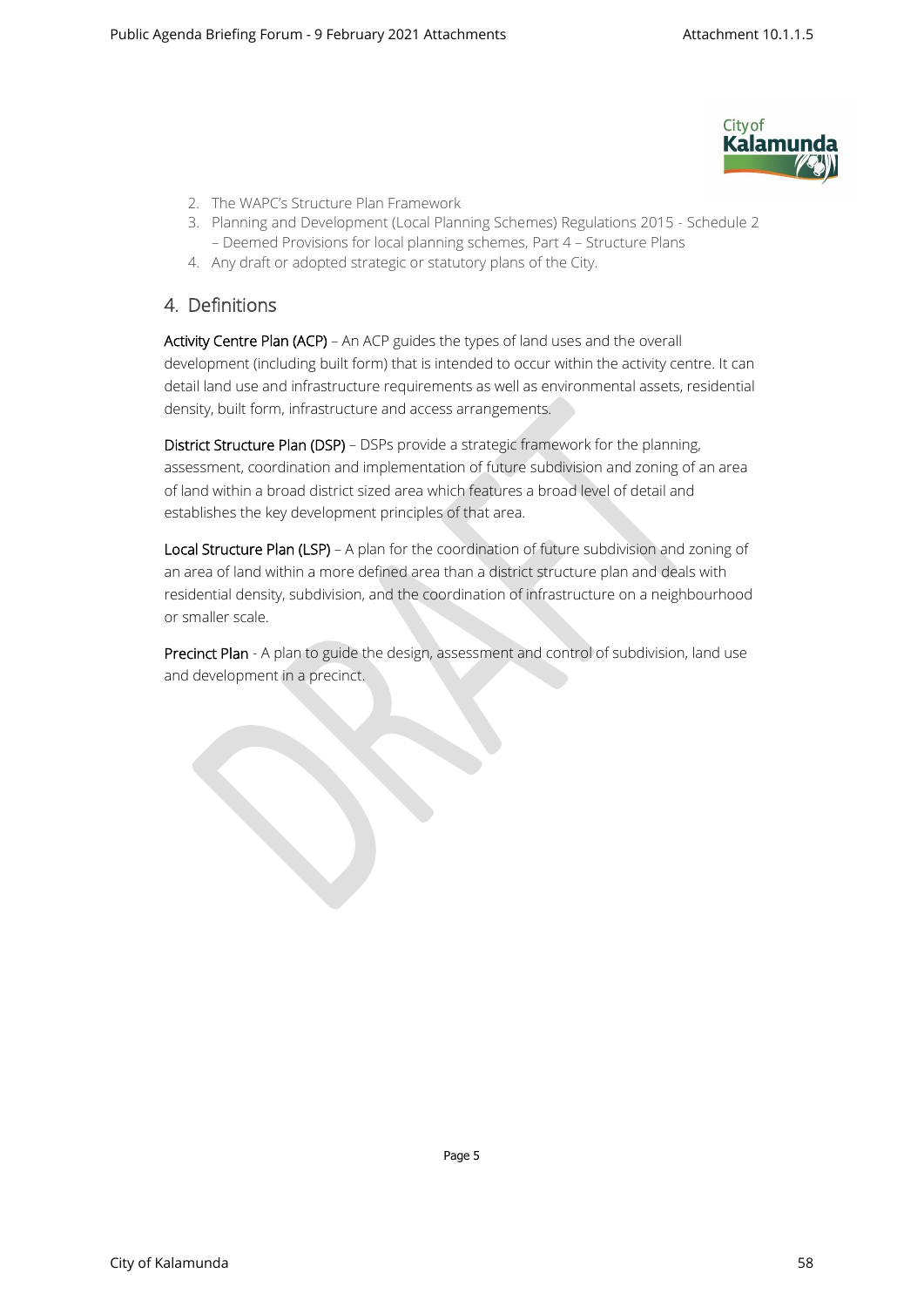2. The WAPC's Structure Plan Framework
3. Planning and Development (Local Planning Schemes) Regulations 2015 - Schedule 2 – Deemed Provisions for local planning schemes, Part 4 – Structure Plans
4. Any draft or adopted strategic or statutory plans of the City.

## 4. Definitions

**Activity Centre Plan (ACP)** – An ACP guides the types of land uses and the overall development (including built form) that is intended to occur within the activity centre. It can detail land use and infrastructure requirements as well as environmental assets, residential density, built form, infrastructure and access arrangements.

**District Structure Plan (DSP)** – DSPs provide a strategic framework for the planning, assessment, coordination and implementation of future subdivision and zoning of an area of land within a broad district sized area which features a broad level of detail and establishes the key development principles of that area.

**Local Structure Plan (LSP)** – A plan for the coordination of future subdivision and zoning of an area of land within a more defined area than a district structure plan and deals with residential density, subdivision, and the coordination of infrastructure on a neighbourhood or smaller scale.

**Precinct Plan** - A plan to guide the design, assessment and control of subdivision, land use and development in a precinct.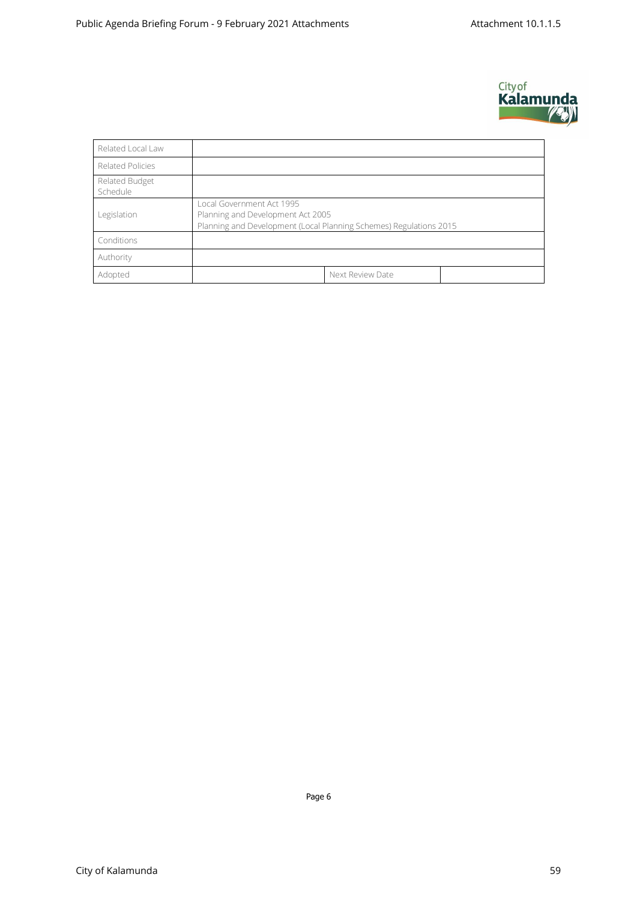| | | | |
|---|---|---|---|
| Related Local Law | | | |
| Related Policies | | | |
| Related Budget Schedule | | | |
| Legislation | Local Government Act 1995<br>Planning and Development Act 2005<br>Planning and Development (Local Planning Schemes) Regulations 2015 | | |
| Conditions | | | |
| Authority | | | |
| Adopted | | Next Review Date | |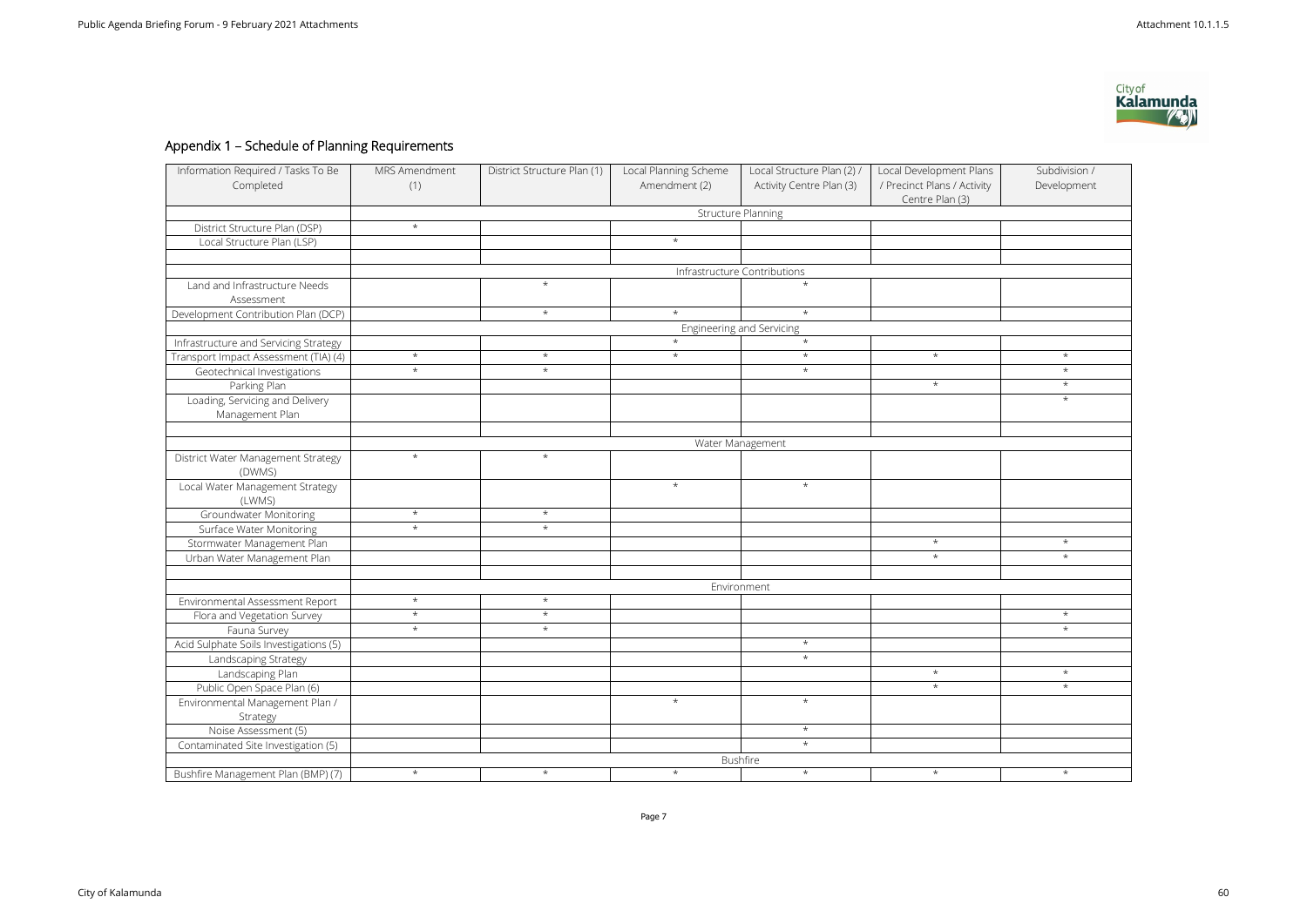## Appendix 1 – Schedule of Planning Requirements

| Information Required / Tasks To Be Completed | MRS Amendment (1) | District Structure Plan (1) | Local Planning Scheme Amendment (2) | Local Structure Plan (2) / Activity Centre Plan (3) | Local Development Plans / Precinct Plans / Activity Centre Plan (3) | Subdivision / Development |
|---|---|---|---|---|---|---|
| | Structure Planning | | | | | |
| District Structure Plan (DSP) | * | | | | | |
| Local Structure Plan (LSP) | | | * | | | |
| | | | | | | |
| | Infrastructure Contributions | | | | | |
| Land and Infrastructure Needs Assessment | | * | | * | | |
| Development Contribution Plan (DCP) | | * | * | * | | |
| | Engineering and Servicing | | | | | |
| Infrastructure and Servicing Strategy | | | * | * | | |
| Transport Impact Assessment (TIA) (4) | * | * | * | * | * | * |
| Geotechnical Investigations | * | * | | * | | * |
| Parking Plan | | | | | * | * |
| Loading, Servicing and Delivery Management Plan | | | | | | * |
| | | | | | | |
| | Water Management | | | | | |
| District Water Management Strategy (DWMS) | * | * | | | | |
| Local Water Management Strategy (LWMS) | | | * | * | | |
| Groundwater Monitoring | * | * | | | | |
| Surface Water Monitoring | * | * | | | | |
| Stormwater Management Plan | | | | | * | * |
| Urban Water Management Plan | | | | | * | * |
| | | | | | | |
| | Environment | | | | | |
| Environmental Assessment Report | * | * | | | | |
| Flora and Vegetation Survey | * | * | | | | * |
| Fauna Survey | * | * | | | | * |
| Acid Sulphate Soils Investigations (5) | | | | * | | |
| Landscaping Strategy | | | | * | | |
| Landscaping Plan | | | | | * | * |
| Public Open Space Plan (6) | | | | | * | * |
| Environmental Management Plan / Strategy | | | * | * | | |
| Noise Assessment (5) | | | | * | | |
| Contaminated Site Investigation (5) | | | | * | | |
| | Bushfire | | | | | |
| Bushfire Management Plan (BMP) (7) | * | * | * | * | * | * |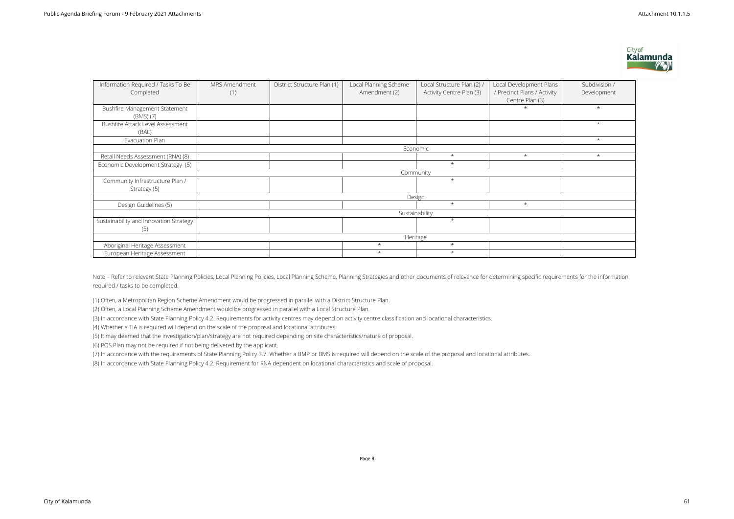| Information Required / Tasks To Be Completed | MRS Amendment (1) | District Structure Plan (1) | Local Planning Scheme Amendment (2) | Local Structure Plan (2) / Activity Centre Plan (3) | Local Development Plans / Precinct Plans / Activity Centre Plan (3) | Subdivision / Development |
|---|---|---|---|---|---|---|
| Bushfire Management Statement (BMS) (7) | | | | | * | * |
| Bushfire Attack Level Assessment (BAL) | | | | | | * |
| Evacuation Plan | | | | | | * |
| | Economic | | | | | |
| Retail Needs Assessment (RNA) (8) | | | | * | * | * |
| Economic Development Strategy (5) | | | | * | | |
| | Community | | | | | |
| Community Infrastructure Plan / Strategy (5) | | | | * | | |
| | Design | | | | | |
| Design Guidelines (5) | | | | * | * | |
| | Sustainability | | | | | |
| Sustainability and Innovation Strategy (5) | | | | * | | |
| | Heritage | | | | | |
| Aboriginal Heritage Assessment | | | * | * | | |
| European Heritage Assessment | | | * | * | | |

Note – Refer to relevant State Planning Policies, Local Planning Policies, Local Planning Scheme, Planning Strategies and other documents of relevance for determining specific requirements for the information required / tasks to be completed.

(1) Often, a Metropolitan Region Scheme Amendment would be progressed in parallel with a District Structure Plan.

(2) Often, a Local Planning Scheme Amendment would be progressed in parallel with a Local Structure Plan.

(3) In accordance with State Planning Policy 4.2. Requirements for activity centres may depend on activity centre classification and locational characteristics.

(4) Whether a TIA is required will depend on the scale of the proposal and locational attributes.

(5) It may deemed that the investigation/plan/strategy are not required depending on site characteristics/nature of proposal.

(6) POS Plan may not be required if not being delivered by the applicant.

(7) In accordance with the requirements of State Planning Policy 3.7. Whether a BMP or BMS is required will depend on the scale of the proposal and locational attributes.

(8) In accordance with State Planning Policy 4.2. Requirement for RNA dependent on locational characteristics and scale of proposal.